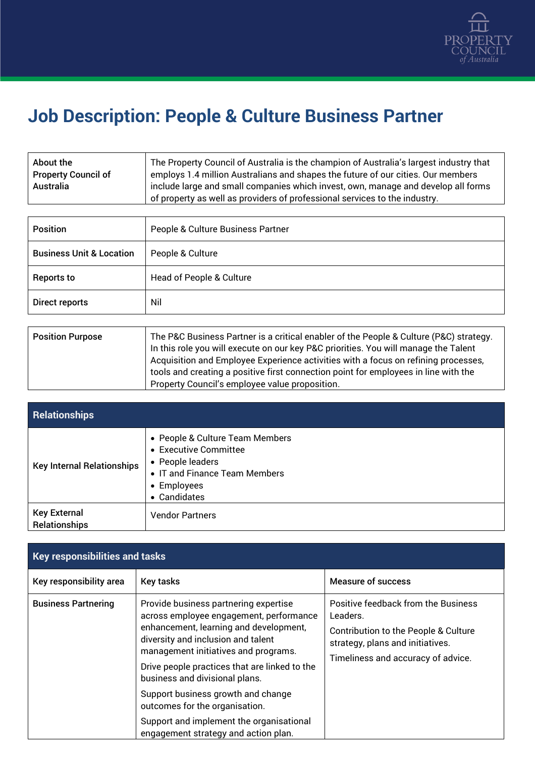# Job Description: People & Culture Business Partner

| About the Property Council of Australia | The Property Council of Australia is the champion of Australia's largest industry that employs 1.4 million Australians and shapes the future of our cities. Our members include large and small companies which invest, own, manage and develop all forms of property as well as providers of professional services to the industry. |
|---|---|

| Position | People & Culture Business Partner |
|---|---|
| Business Unit & Location | People & Culture |
| Reports to | Head of People & Culture |
| Direct reports | Nil |

| Position Purpose | The P&C Business Partner is a critical enabler of the People & Culture (P&C) strategy. In this role you will execute on our key P&C priorities. You will manage the Talent Acquisition and Employee Experience activities with a focus on refining processes, tools and creating a positive first connection point for employees in line with the Property Council's employee value proposition. |
|---|---|

| Relationships | |
|---|---|
| Key Internal Relationships | • People & Culture Team Members<br>• Executive Committee<br>• People leaders<br>• IT and Finance Team Members<br>• Employees<br>• Candidates |
| Key External Relationships | Vendor Partners |

| Key responsibilities and tasks | | |
|---|---|---|
| **Key responsibility area** | **Key tasks** | **Measure of success** |
| **Business Partnering** | Provide business partnering expertise across employee engagement, performance enhancement, learning and development, diversity and inclusion and talent management initiatives and programs.<br><br>Drive people practices that are linked to the business and divisional plans.<br><br>Support business growth and change outcomes for the organisation.<br><br>Support and implement the organisational engagement strategy and action plan. | Positive feedback from the Business Leaders.<br><br>Contribution to the People & Culture strategy, plans and initiatives.<br><br>Timeliness and accuracy of advice. |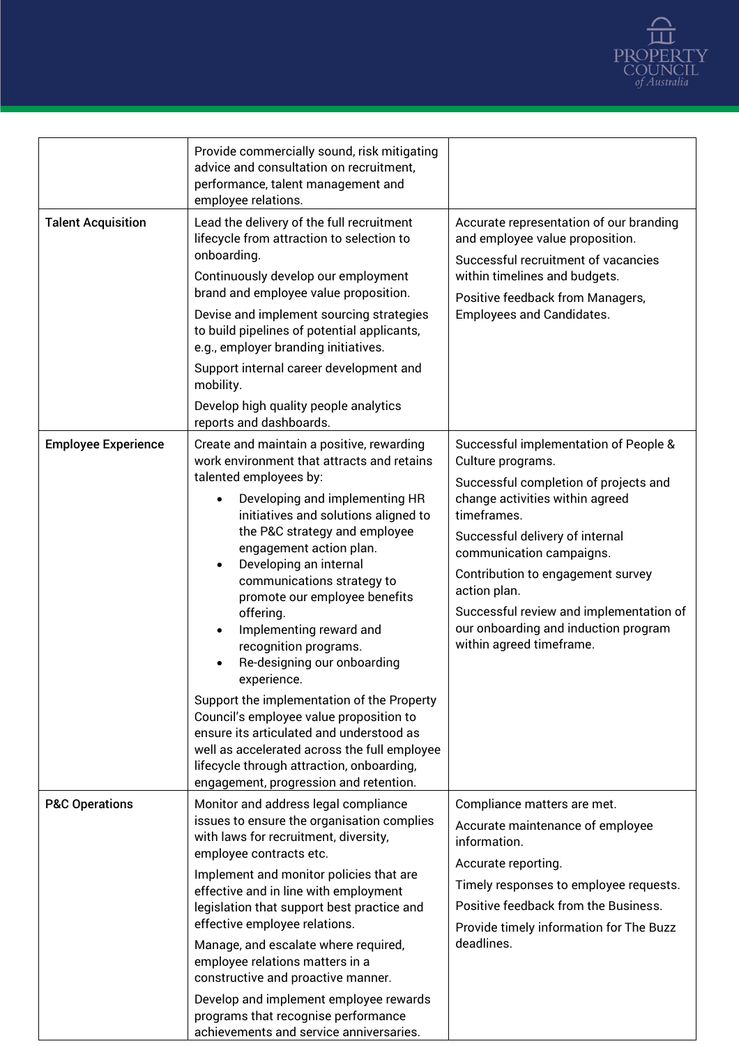| | | |
|---|---|---|
| | Provide commercially sound, risk mitigating advice and consultation on recruitment, performance, talent management and employee relations. | |
| **Talent Acquisition** | Lead the delivery of the full recruitment lifecycle from attraction to selection to onboarding.<br><br>Continuously develop our employment brand and employee value proposition.<br><br>Devise and implement sourcing strategies to build pipelines of potential applicants, e.g., employer branding initiatives.<br><br>Support internal career development and mobility.<br><br>Develop high quality people analytics reports and dashboards. | Accurate representation of our branding and employee value proposition.<br><br>Successful recruitment of vacancies within timelines and budgets.<br><br>Positive feedback from Managers, Employees and Candidates. |
| **Employee Experience** | Create and maintain a positive, rewarding work environment that attracts and retains talented employees by:<br>• Developing and implementing HR initiatives and solutions aligned to the P&C strategy and employee engagement action plan.<br>• Developing an internal communications strategy to promote our employee benefits offering.<br>• Implementing reward and recognition programs.<br>• Re-designing our onboarding experience.<br><br>Support the implementation of the Property Council's employee value proposition to ensure its articulated and understood as well as accelerated across the full employee lifecycle through attraction, onboarding, engagement, progression and retention. | Successful implementation of People & Culture programs.<br><br>Successful completion of projects and change activities within agreed timeframes.<br><br>Successful delivery of internal communication campaigns.<br><br>Contribution to engagement survey action plan.<br><br>Successful review and implementation of our onboarding and induction program within agreed timeframe. |
| **P&C Operations** | Monitor and address legal compliance issues to ensure the organisation complies with laws for recruitment, diversity, employee contracts etc.<br><br>Implement and monitor policies that are effective and in line with employment legislation that support best practice and effective employee relations.<br><br>Manage, and escalate where required, employee relations matters in a constructive and proactive manner.<br><br>Develop and implement employee rewards programs that recognise performance achievements and service anniversaries. | Compliance matters are met.<br><br>Accurate maintenance of employee information.<br><br>Accurate reporting.<br><br>Timely responses to employee requests.<br><br>Positive feedback from the Business.<br><br>Provide timely information for The Buzz deadlines. |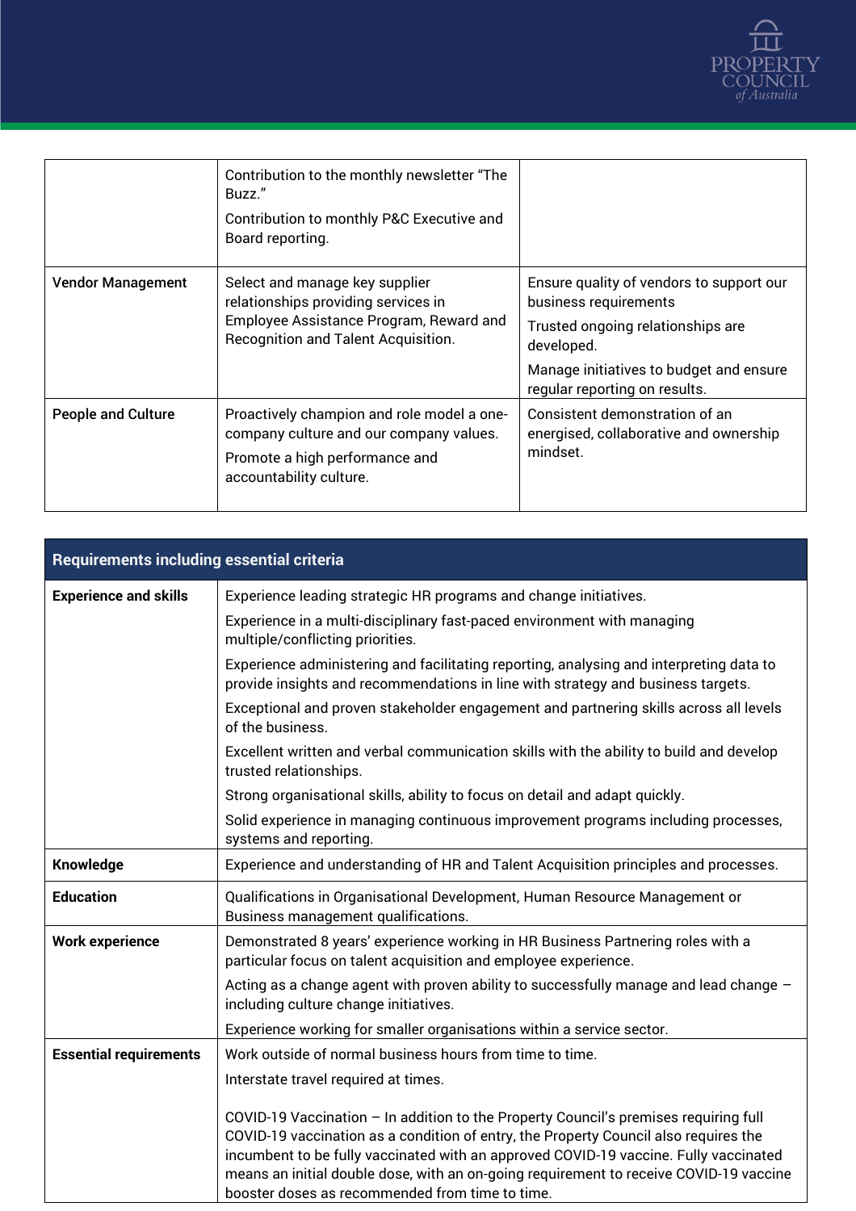|  |  |  |
|---|---|---|
|  | Contribution to the monthly newsletter "The Buzz."<br><br>Contribution to monthly P&C Executive and Board reporting. |  |
| **Vendor Management** | Select and manage key supplier relationships providing services in Employee Assistance Program, Reward and Recognition and Talent Acquisition. | Ensure quality of vendors to support our business requirements<br><br>Trusted ongoing relationships are developed.<br><br>Manage initiatives to budget and ensure regular reporting on results. |
| **People and Culture** | Proactively champion and role model a one-company culture and our company values.<br><br>Promote a high performance and accountability culture. | Consistent demonstration of an energised, collaborative and ownership mindset. |

| **Requirements including essential criteria** | |
|---|---|
| **Experience and skills** | Experience leading strategic HR programs and change initiatives.<br><br>Experience in a multi-disciplinary fast-paced environment with managing multiple/conflicting priorities.<br><br>Experience administering and facilitating reporting, analysing and interpreting data to provide insights and recommendations in line with strategy and business targets.<br><br>Exceptional and proven stakeholder engagement and partnering skills across all levels of the business.<br><br>Excellent written and verbal communication skills with the ability to build and develop trusted relationships.<br><br>Strong organisational skills, ability to focus on detail and adapt quickly.<br><br>Solid experience in managing continuous improvement programs including processes, systems and reporting. |
| **Knowledge** | Experience and understanding of HR and Talent Acquisition principles and processes. |
| **Education** | Qualifications in Organisational Development, Human Resource Management or Business management qualifications. |
| **Work experience** | Demonstrated 8 years' experience working in HR Business Partnering roles with a particular focus on talent acquisition and employee experience.<br><br>Acting as a change agent with proven ability to successfully manage and lead change – including culture change initiatives.<br><br>Experience working for smaller organisations within a service sector. |
| **Essential requirements** | Work outside of normal business hours from time to time.<br><br>Interstate travel required at times.<br><br>COVID-19 Vaccination – In addition to the Property Council's premises requiring full COVID-19 vaccination as a condition of entry, the Property Council also requires the incumbent to be fully vaccinated with an approved COVID-19 vaccine. Fully vaccinated means an initial double dose, with an on-going requirement to receive COVID-19 vaccine booster doses as recommended from time to time. |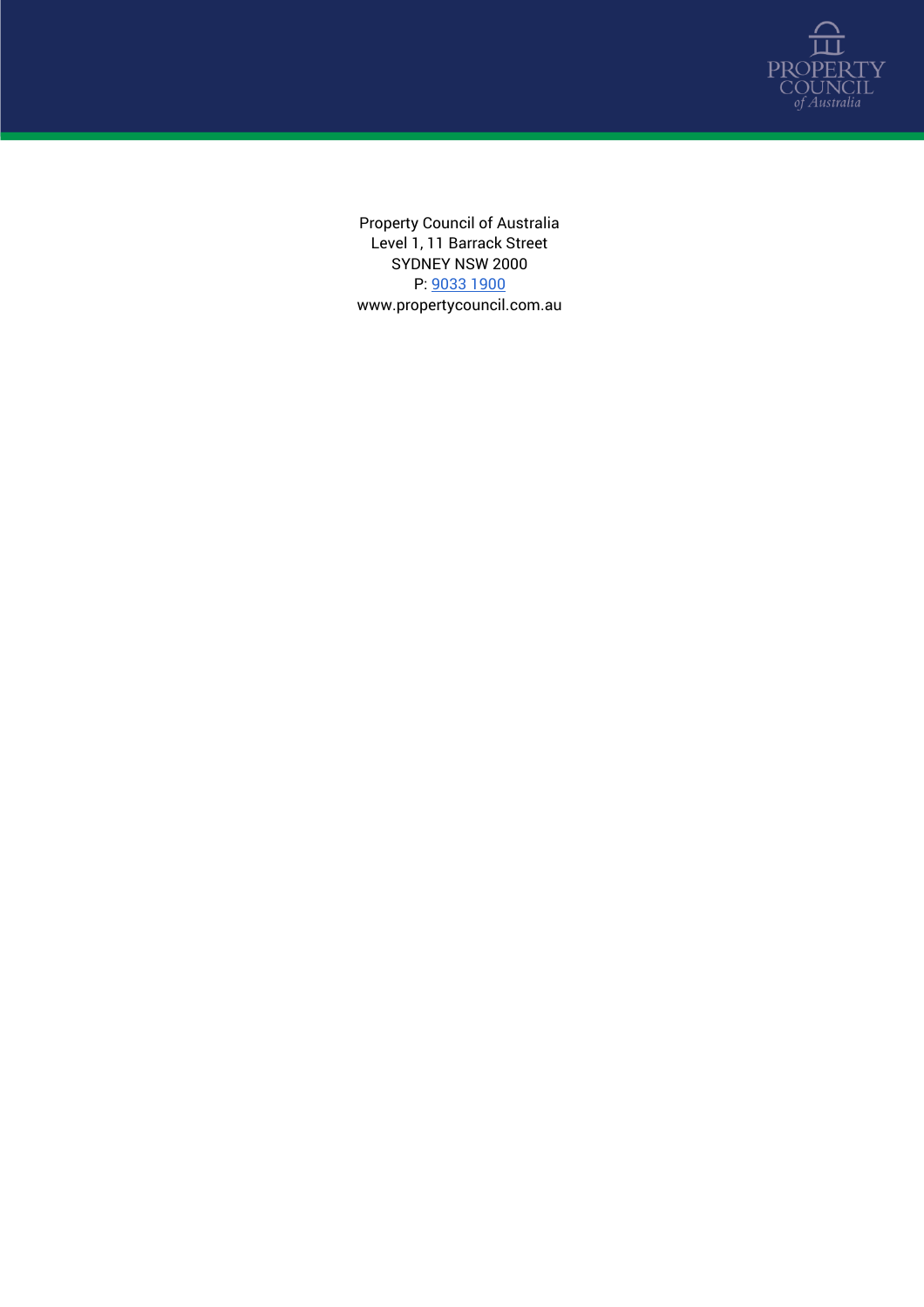Property Council of Australia
Level 1, 11 Barrack Street
SYDNEY NSW 2000
P: 9033 1900
www.propertycouncil.com.au